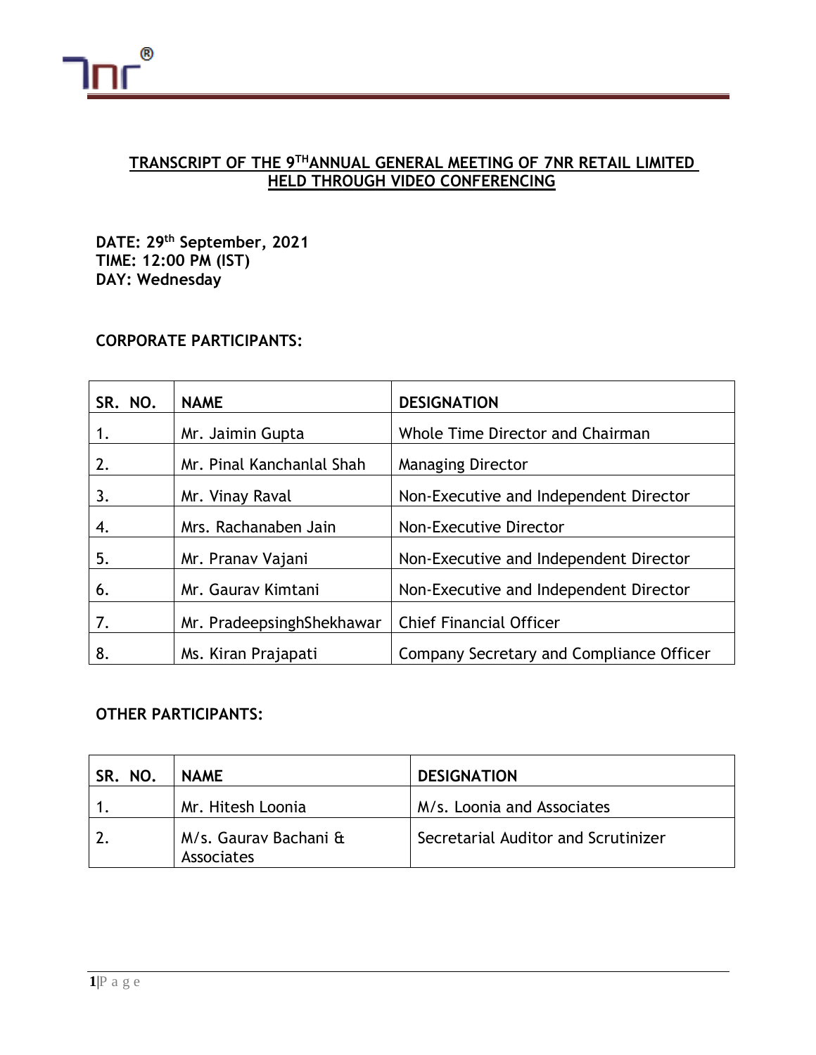# TRANSCRIPT OF THE 9TH ANNUAL GENERAL MEETING OF 7NR RETAIL LIMITED HELD THROUGH VIDEO CONFERENCING

**DATE: 29th September, 2021**
**TIME: 12:00 PM (IST)**
**DAY: Wednesday**

**CORPORATE PARTICIPANTS:**

| SR. NO. | NAME | DESIGNATION |
|---|---|---|
| 1. | Mr. Jaimin Gupta | Whole Time Director and Chairman |
| 2. | Mr. Pinal Kanchanlal Shah | Managing Director |
| 3. | Mr. Vinay Raval | Non-Executive and Independent Director |
| 4. | Mrs. Rachanaben Jain | Non-Executive Director |
| 5. | Mr. Pranav Vajani | Non-Executive and Independent Director |
| 6. | Mr. Gaurav Kimtani | Non-Executive and Independent Director |
| 7. | Mr. PradeepsinghShekhawar | Chief Financial Officer |
| 8. | Ms. Kiran Prajapati | Company Secretary and Compliance Officer |

**OTHER PARTICIPANTS:**

| SR. NO. | NAME | DESIGNATION |
|---|---|---|
| 1. | Mr. Hitesh Loonia | M/s. Loonia and Associates |
| 2. | M/s. Gaurav Bachani & Associates | Secretarial Auditor and Scrutinizer |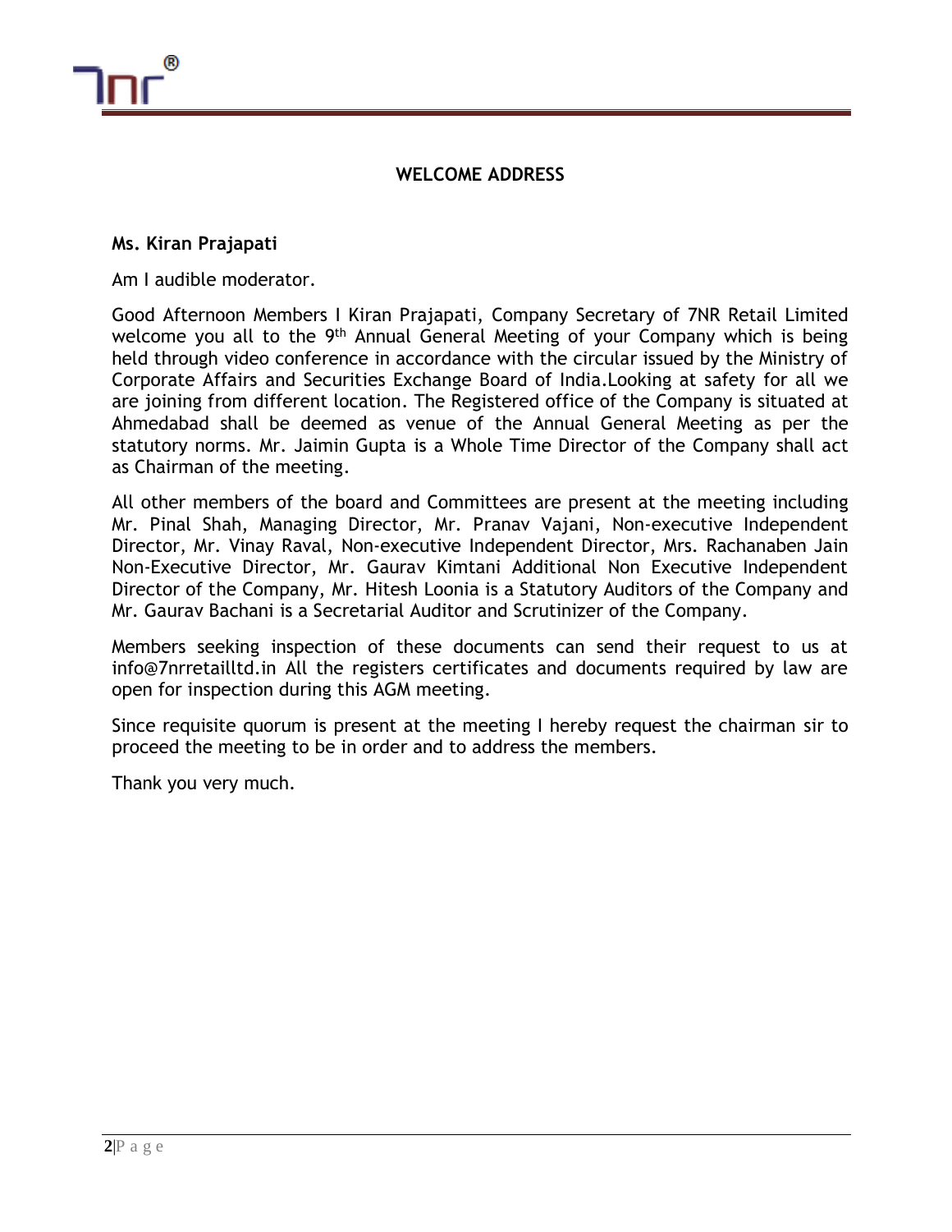# WELCOME ADDRESS

**Ms. Kiran Prajapati**

Am I audible moderator.

Good Afternoon Members I Kiran Prajapati, Company Secretary of 7NR Retail Limited welcome you all to the 9th Annual General Meeting of your Company which is being held through video conference in accordance with the circular issued by the Ministry of Corporate Affairs and Securities Exchange Board of India.Looking at safety for all we are joining from different location. The Registered office of the Company is situated at Ahmedabad shall be deemed as venue of the Annual General Meeting as per the statutory norms. Mr. Jaimin Gupta is a Whole Time Director of the Company shall act as Chairman of the meeting.

All other members of the board and Committees are present at the meeting including Mr. Pinal Shah, Managing Director, Mr. Pranav Vajani, Non-executive Independent Director, Mr. Vinay Raval, Non-executive Independent Director, Mrs. Rachanaben Jain Non-Executive Director, Mr. Gaurav Kimtani Additional Non Executive Independent Director of the Company, Mr. Hitesh Loonia is a Statutory Auditors of the Company and Mr. Gaurav Bachani is a Secretarial Auditor and Scrutinizer of the Company.

Members seeking inspection of these documents can send their request to us at info@7nrretailltd.in All the registers certificates and documents required by law are open for inspection during this AGM meeting.

Since requisite quorum is present at the meeting I hereby request the chairman sir to proceed the meeting to be in order and to address the members.

Thank you very much.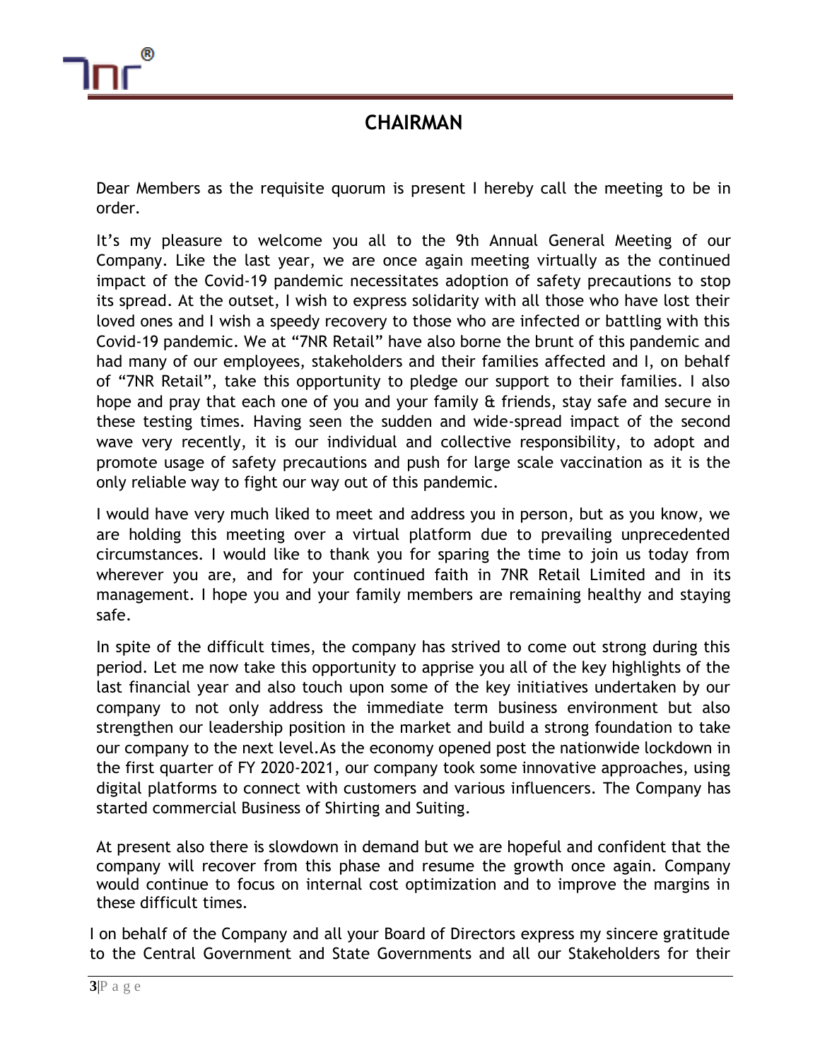# CHAIRMAN

Dear Members as the requisite quorum is present I hereby call the meeting to be in order.

It's my pleasure to welcome you all to the 9th Annual General Meeting of our Company. Like the last year, we are once again meeting virtually as the continued impact of the Covid-19 pandemic necessitates adoption of safety precautions to stop its spread. At the outset, I wish to express solidarity with all those who have lost their loved ones and I wish a speedy recovery to those who are infected or battling with this Covid-19 pandemic. We at "7NR Retail" have also borne the brunt of this pandemic and had many of our employees, stakeholders and their families affected and I, on behalf of "7NR Retail", take this opportunity to pledge our support to their families. I also hope and pray that each one of you and your family & friends, stay safe and secure in these testing times. Having seen the sudden and wide-spread impact of the second wave very recently, it is our individual and collective responsibility, to adopt and promote usage of safety precautions and push for large scale vaccination as it is the only reliable way to fight our way out of this pandemic.

I would have very much liked to meet and address you in person, but as you know, we are holding this meeting over a virtual platform due to prevailing unprecedented circumstances. I would like to thank you for sparing the time to join us today from wherever you are, and for your continued faith in 7NR Retail Limited and in its management. I hope you and your family members are remaining healthy and staying safe.

In spite of the difficult times, the company has strived to come out strong during this period. Let me now take this opportunity to apprise you all of the key highlights of the last financial year and also touch upon some of the key initiatives undertaken by our company to not only address the immediate term business environment but also strengthen our leadership position in the market and build a strong foundation to take our company to the next level.As the economy opened post the nationwide lockdown in the first quarter of FY 2020-2021, our company took some innovative approaches, using digital platforms to connect with customers and various influencers. The Company has started commercial Business of Shirting and Suiting.

At present also there is slowdown in demand but we are hopeful and confident that the company will recover from this phase and resume the growth once again. Company would continue to focus on internal cost optimization and to improve the margins in these difficult times.

I on behalf of the Company and all your Board of Directors express my sincere gratitude to the Central Government and State Governments and all our Stakeholders for their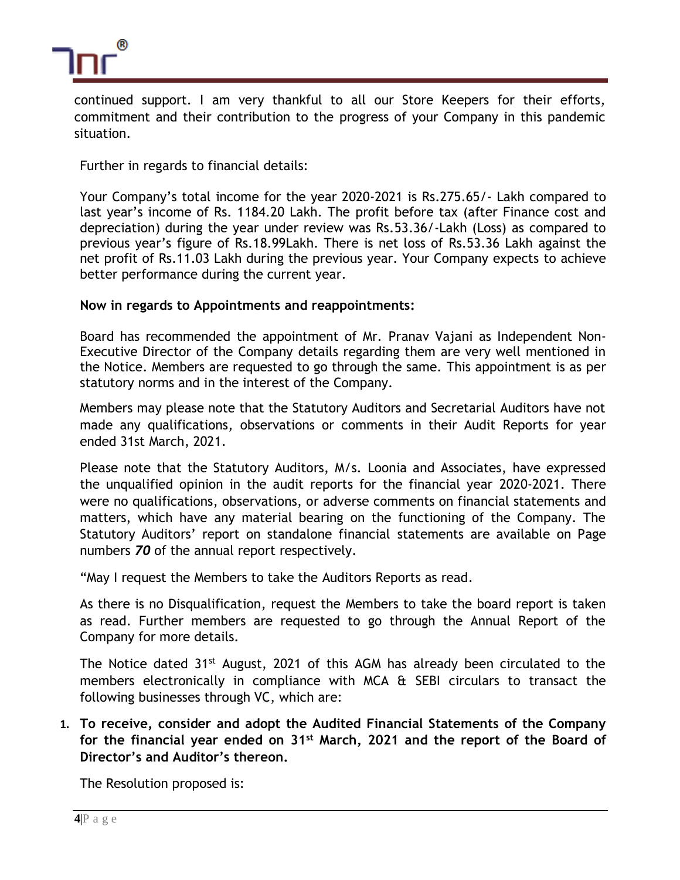continued support. I am very thankful to all our Store Keepers for their efforts, commitment and their contribution to the progress of your Company in this pandemic situation.

Further in regards to financial details:

Your Company's total income for the year 2020-2021 is Rs.275.65/- Lakh compared to last year's income of Rs. 1184.20 Lakh. The profit before tax (after Finance cost and depreciation) during the year under review was Rs.53.36/-Lakh (Loss) as compared to previous year's figure of Rs.18.99Lakh. There is net loss of Rs.53.36 Lakh against the net profit of Rs.11.03 Lakh during the previous year. Your Company expects to achieve better performance during the current year.

**Now in regards to Appointments and reappointments:**

Board has recommended the appointment of Mr. Pranav Vajani as Independent Non-Executive Director of the Company details regarding them are very well mentioned in the Notice. Members are requested to go through the same. This appointment is as per statutory norms and in the interest of the Company.

Members may please note that the Statutory Auditors and Secretarial Auditors have not made any qualifications, observations or comments in their Audit Reports for year ended 31st March, 2021.

Please note that the Statutory Auditors, M/s. Loonia and Associates, have expressed the unqualified opinion in the audit reports for the financial year 2020-2021. There were no qualifications, observations, or adverse comments on financial statements and matters, which have any material bearing on the functioning of the Company. The Statutory Auditors' report on standalone financial statements are available on Page numbers ***70*** of the annual report respectively.

"May I request the Members to take the Auditors Reports as read.

As there is no Disqualification, request the Members to take the board report is taken as read. Further members are requested to go through the Annual Report of the Company for more details.

The Notice dated 31st August, 2021 of this AGM has already been circulated to the members electronically in compliance with MCA & SEBI circulars to transact the following businesses through VC, which are:

1. **To receive, consider and adopt the Audited Financial Statements of the Company for the financial year ended on 31st March, 2021 and the report of the Board of Director's and Auditor's thereon.**

   The Resolution proposed is: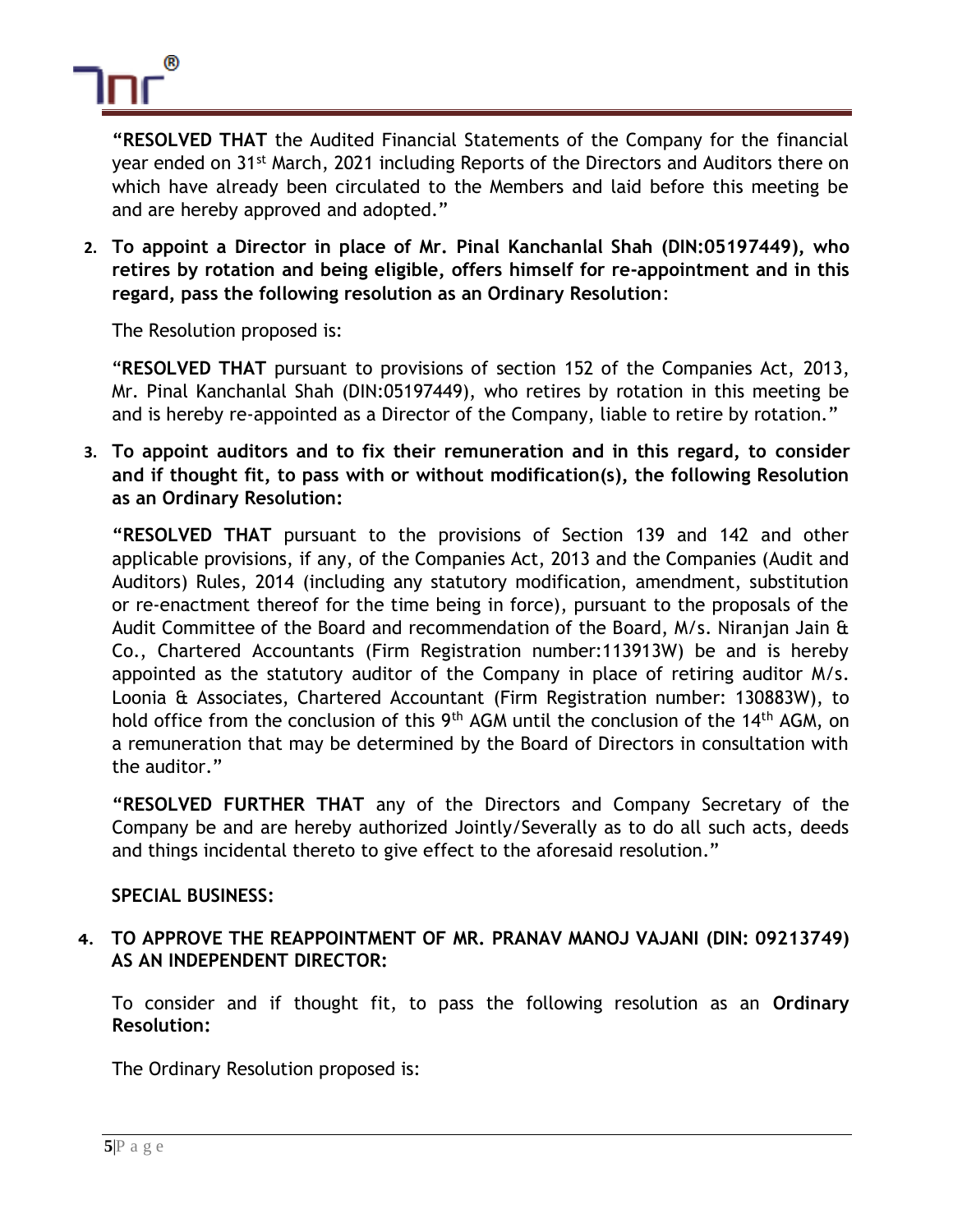"**RESOLVED THAT** the Audited Financial Statements of the Company for the financial year ended on 31st March, 2021 including Reports of the Directors and Auditors there on which have already been circulated to the Members and laid before this meeting be and are hereby approved and adopted."

2. **To appoint a Director in place of Mr. Pinal Kanchanlal Shah (DIN:05197449), who retires by rotation and being eligible, offers himself for re-appointment and in this regard, pass the following resolution as an Ordinary Resolution**:

   The Resolution proposed is:

   "**RESOLVED THAT** pursuant to provisions of section 152 of the Companies Act, 2013, Mr. Pinal Kanchanlal Shah (DIN:05197449), who retires by rotation in this meeting be and is hereby re-appointed as a Director of the Company, liable to retire by rotation."

3. **To appoint auditors and to fix their remuneration and in this regard, to consider and if thought fit, to pass with or without modification(s), the following Resolution as an Ordinary Resolution:**

   "**RESOLVED THAT** pursuant to the provisions of Section 139 and 142 and other applicable provisions, if any, of the Companies Act, 2013 and the Companies (Audit and Auditors) Rules, 2014 (including any statutory modification, amendment, substitution or re-enactment thereof for the time being in force), pursuant to the proposals of the Audit Committee of the Board and recommendation of the Board, M/s. Niranjan Jain & Co., Chartered Accountants (Firm Registration number:113913W) be and is hereby appointed as the statutory auditor of the Company in place of retiring auditor M/s. Loonia & Associates, Chartered Accountant (Firm Registration number: 130883W), to hold office from the conclusion of this 9th AGM until the conclusion of the 14th AGM, on a remuneration that may be determined by the Board of Directors in consultation with the auditor."

   "**RESOLVED FURTHER THAT** any of the Directors and Company Secretary of the Company be and are hereby authorized Jointly/Severally as to do all such acts, deeds and things incidental thereto to give effect to the aforesaid resolution."

**SPECIAL BUSINESS:**

4. **TO APPROVE THE REAPPOINTMENT OF MR. PRANAV MANOJ VAJANI (DIN: 09213749) AS AN INDEPENDENT DIRECTOR:**

   To consider and if thought fit, to pass the following resolution as an **Ordinary Resolution:**

   The Ordinary Resolution proposed is: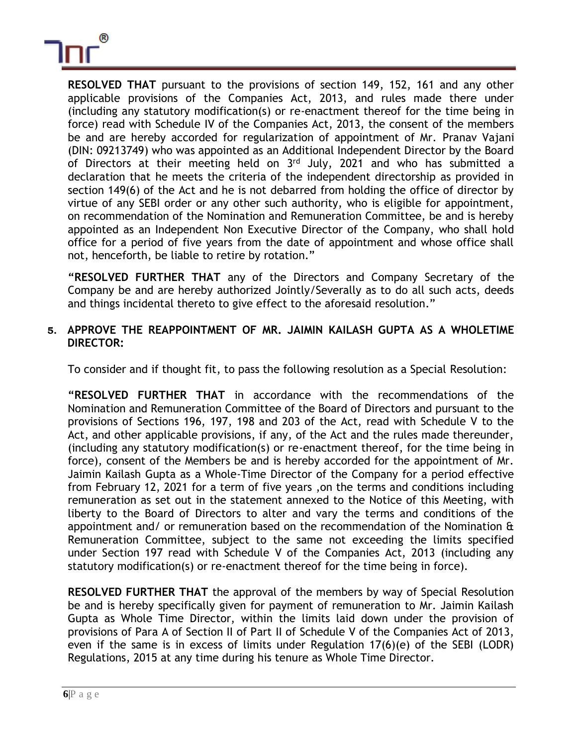**RESOLVED THAT** pursuant to the provisions of section 149, 152, 161 and any other applicable provisions of the Companies Act, 2013, and rules made there under (including any statutory modification(s) or re-enactment thereof for the time being in force) read with Schedule IV of the Companies Act, 2013, the consent of the members be and are hereby accorded for regularization of appointment of Mr. Pranav Vajani (DIN: 09213749) who was appointed as an Additional Independent Director by the Board of Directors at their meeting held on 3rd July, 2021 and who has submitted a declaration that he meets the criteria of the independent directorship as provided in section 149(6) of the Act and he is not debarred from holding the office of director by virtue of any SEBI order or any other such authority, who is eligible for appointment, on recommendation of the Nomination and Remuneration Committee, be and is hereby appointed as an Independent Non Executive Director of the Company, who shall hold office for a period of five years from the date of appointment and whose office shall not, henceforth, be liable to retire by rotation."

"**RESOLVED FURTHER THAT** any of the Directors and Company Secretary of the Company be and are hereby authorized Jointly/Severally as to do all such acts, deeds and things incidental thereto to give effect to the aforesaid resolution."

5. **APPROVE THE REAPPOINTMENT OF MR. JAIMIN KAILASH GUPTA AS A WHOLETIME DIRECTOR:**

To consider and if thought fit, to pass the following resolution as a Special Resolution:

"**RESOLVED FURTHER THAT** in accordance with the recommendations of the Nomination and Remuneration Committee of the Board of Directors and pursuant to the provisions of Sections 196, 197, 198 and 203 of the Act, read with Schedule V to the Act, and other applicable provisions, if any, of the Act and the rules made thereunder, (including any statutory modification(s) or re-enactment thereof, for the time being in force), consent of the Members be and is hereby accorded for the appointment of Mr. Jaimin Kailash Gupta as a Whole-Time Director of the Company for a period effective from February 12, 2021 for a term of five years ,on the terms and conditions including remuneration as set out in the statement annexed to the Notice of this Meeting, with liberty to the Board of Directors to alter and vary the terms and conditions of the appointment and/ or remuneration based on the recommendation of the Nomination & Remuneration Committee, subject to the same not exceeding the limits specified under Section 197 read with Schedule V of the Companies Act, 2013 (including any statutory modification(s) or re-enactment thereof for the time being in force).

**RESOLVED FURTHER THAT** the approval of the members by way of Special Resolution be and is hereby specifically given for payment of remuneration to Mr. Jaimin Kailash Gupta as Whole Time Director, within the limits laid down under the provision of provisions of Para A of Section II of Part II of Schedule V of the Companies Act of 2013, even if the same is in excess of limits under Regulation 17(6)(e) of the SEBI (LODR) Regulations, 2015 at any time during his tenure as Whole Time Director.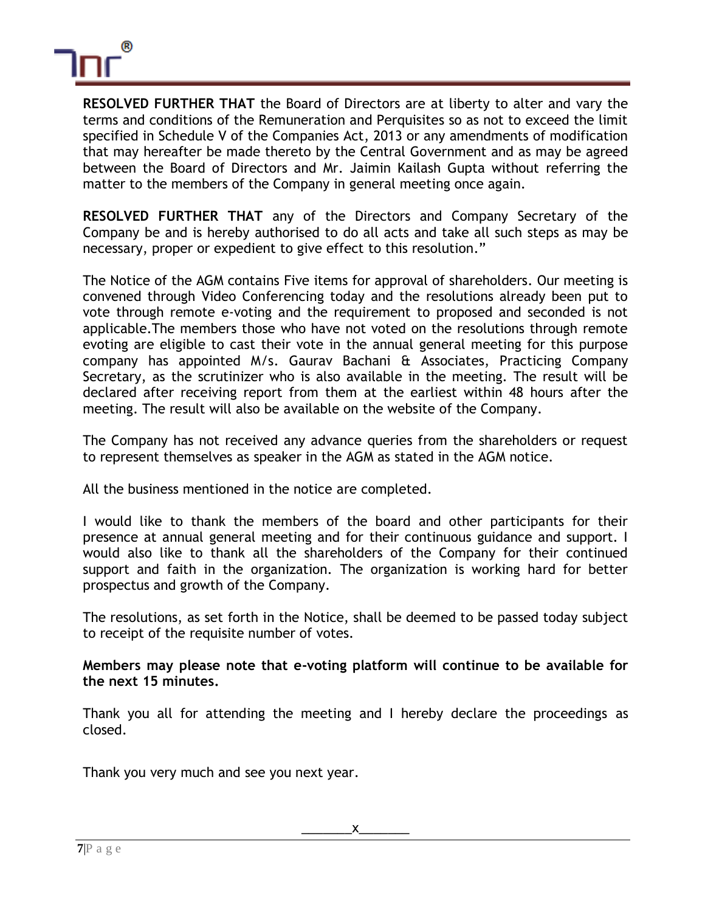**RESOLVED FURTHER THAT** the Board of Directors are at liberty to alter and vary the terms and conditions of the Remuneration and Perquisites so as not to exceed the limit specified in Schedule V of the Companies Act, 2013 or any amendments of modification that may hereafter be made thereto by the Central Government and as may be agreed between the Board of Directors and Mr. Jaimin Kailash Gupta without referring the matter to the members of the Company in general meeting once again.

**RESOLVED FURTHER THAT** any of the Directors and Company Secretary of the Company be and is hereby authorised to do all acts and take all such steps as may be necessary, proper or expedient to give effect to this resolution."

The Notice of the AGM contains Five items for approval of shareholders. Our meeting is convened through Video Conferencing today and the resolutions already been put to vote through remote e-voting and the requirement to proposed and seconded is not applicable.The members those who have not voted on the resolutions through remote evoting are eligible to cast their vote in the annual general meeting for this purpose company has appointed M/s. Gaurav Bachani & Associates, Practicing Company Secretary, as the scrutinizer who is also available in the meeting. The result will be declared after receiving report from them at the earliest within 48 hours after the meeting. The result will also be available on the website of the Company.

The Company has not received any advance queries from the shareholders or request to represent themselves as speaker in the AGM as stated in the AGM notice.

All the business mentioned in the notice are completed.

I would like to thank the members of the board and other participants for their presence at annual general meeting and for their continuous guidance and support. I would also like to thank all the shareholders of the Company for their continued support and faith in the organization. The organization is working hard for better prospectus and growth of the Company.

The resolutions, as set forth in the Notice, shall be deemed to be passed today subject to receipt of the requisite number of votes.

**Members may please note that e-voting platform will continue to be available for the next 15 minutes.**

Thank you all for attending the meeting and I hereby declare the proceedings as closed.

Thank you very much and see you next year.

_______x_______